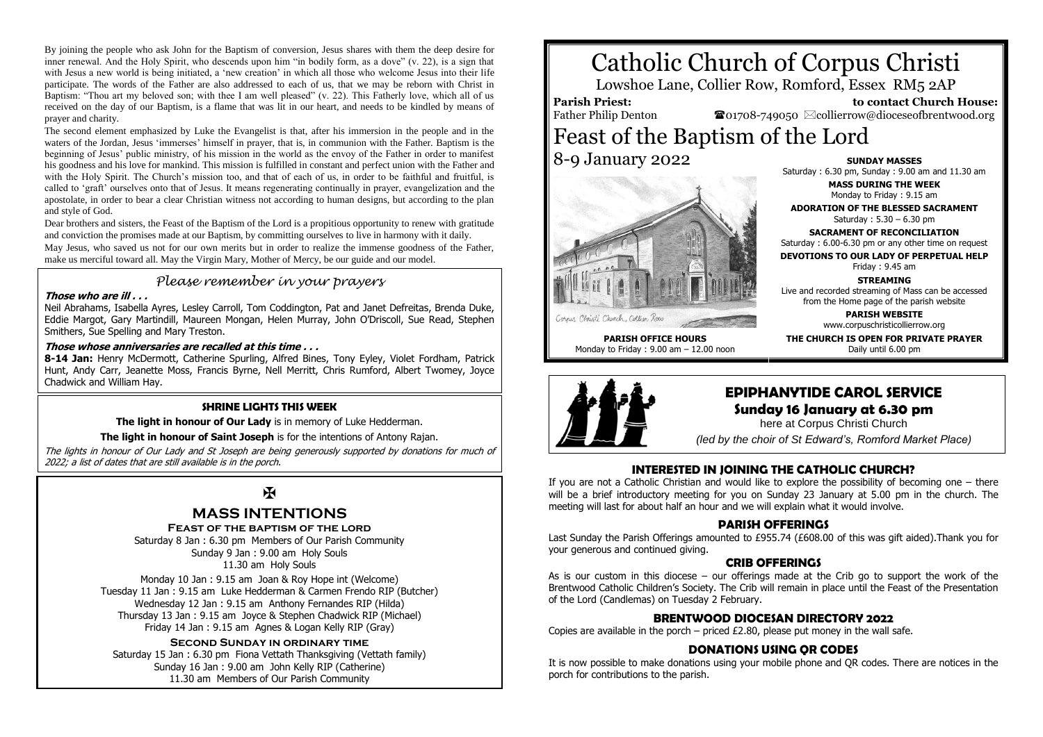By joining the people who ask John for the Baptism of conversion, Jesus shares with them the deep desire for inner renewal. And the Holy Spirit, who descends upon him "in bodily form, as a dove" (v. 22), is a sign that with Jesus a new world is being initiated, a 'new creation' in which all those who welcome Jesus into their life participate. The words of the Father are also addressed to each of us, that we may be reborn with Christ in Baptism: "Thou art my beloved son; with thee I am well pleased" (v. 22). This Fatherly love, which all of us received on the day of our Baptism, is a flame that was lit in our heart, and needs to be kindled by means of prayer and charity.

The second element emphasized by Luke the Evangelist is that, after his immersion in the people and in the waters of the Jordan, Jesus 'immerses' himself in prayer, that is, in communion with the Father. Baptism is the beginning of Jesus' public ministry, of his mission in the world as the envoy of the Father in order to manifest his goodness and his love for mankind. This mission is fulfilled in constant and perfect union with the Father and with the Holy Spirit. The Church's mission too, and that of each of us, in order to be faithful and fruitful, is called to 'graft' ourselves onto that of Jesus. It means regenerating continually in prayer, evangelization and the apostolate, in order to bear a clear Christian witness not according to human designs, but according to the plan and style of God.

Dear brothers and sisters, the Feast of the Baptism of the Lord is a propitious opportunity to renew with gratitude and conviction the promises made at our Baptism, by committing ourselves to live in harmony with it daily.

May Jesus, who saved us not for our own merits but in order to realize the immense goodness of the Father, make us merciful toward all. May the Virgin Mary, Mother of Mercy, be our guide and our model.

## *Please remember in your prayers*

***Those who are ill . . .***

Neil Abrahams, Isabella Ayres, Lesley Carroll, Tom Coddington, Pat and Janet Defreitas, Brenda Duke, Eddie Margot, Gary Martindill, Maureen Mongan, Helen Murray, John O'Driscoll, Sue Read, Stephen Smithers, Sue Spelling and Mary Treston.

***Those whose anniversaries are recalled at this time . . .***

**8-14 Jan:** Henry McDermott, Catherine Spurling, Alfred Bines, Tony Eyley, Violet Fordham, Patrick Hunt, Andy Carr, Jeanette Moss, Francis Byrne, Nell Merritt, Chris Rumford, Albert Twomey, Joyce Chadwick and William Hay.

### SHRINE LIGHTS THIS WEEK

**The light in honour of Our Lady** is in memory of Luke Hedderman.

**The light in honour of Saint Joseph** is for the intentions of Antony Rajan.

*The lights in honour of Our Lady and St Joseph are being generously supported by donations for much of 2022; a list of dates that are still available is in the porch.*

✠

## MASS INTENTIONS

**Feast of the baptism of the lord**

Saturday 8 Jan : 6.30 pm Members of Our Parish Community
Sunday 9 Jan : 9.00 am Holy Souls
11.30 am Holy Souls

Monday 10 Jan : 9.15 am Joan & Roy Hope int (Welcome)
Tuesday 11 Jan : 9.15 am Luke Hedderman & Carmen Frendo RIP (Butcher)
Wednesday 12 Jan : 9.15 am Anthony Fernandes RIP (Hilda)
Thursday 13 Jan : 9.15 am Joyce & Stephen Chadwick RIP (Michael)
Friday 14 Jan : 9.15 am Agnes & Logan Kelly RIP (Gray)

**Second Sunday in ordinary time**

Saturday 15 Jan : 6.30 pm Fiona Vettath Thanksgiving (Vettath family)
Sunday 16 Jan : 9.00 am John Kelly RIP (Catherine)
11.30 am Members of Our Parish Community

# Catholic Church of Corpus Christi

Lowshoe Lane, Collier Row, Romford, Essex RM5 2AP

**Parish Priest:** Father Philip Denton

**to contact Church House:** ☎01708-749050 ✉collierrow@dioceseofbrentwood.org

# Feast of the Baptism of the Lord

8-9 January 2022

Corpus Christi Church, Collier Row

**PARISH OFFICE HOURS**
Monday to Friday : 9.00 am – 12.00 noon

**SUNDAY MASSES**
Saturday : 6.30 pm, Sunday : 9.00 am and 11.30 am

**MASS DURING THE WEEK**
Monday to Friday : 9.15 am

**ADORATION OF THE BLESSED SACRAMENT**
Saturday : 5.30 – 6.30 pm

**SACRAMENT OF RECONCILIATION**
Saturday : 6.00-6.30 pm or any other time on request

**DEVOTIONS TO OUR LADY OF PERPETUAL HELP**
Friday : 9.45 am

**STREAMING**
Live and recorded streaming of Mass can be accessed from the Home page of the parish website

**PARISH WEBSITE**
www.corpuschristicollierrow.org

**THE CHURCH IS OPEN FOR PRIVATE PRAYER**
Daily until 6.00 pm

## EPIPHANYTIDE CAROL SERVICE

**Sunday 16 January at 6.30 pm**

here at Corpus Christi Church

*(led by the choir of St Edward's, Romford Market Place)*

### INTERESTED IN JOINING THE CATHOLIC CHURCH?

If you are not a Catholic Christian and would like to explore the possibility of becoming one – there will be a brief introductory meeting for you on Sunday 23 January at 5.00 pm in the church. The meeting will last for about half an hour and we will explain what it would involve.

### PARISH OFFERINGS

Last Sunday the Parish Offerings amounted to £955.74 (£608.00 of this was gift aided).Thank you for your generous and continued giving.

### CRIB OFFERINGS

As is our custom in this diocese – our offerings made at the Crib go to support the work of the Brentwood Catholic Children's Society. The Crib will remain in place until the Feast of the Presentation of the Lord (Candlemas) on Tuesday 2 February.

### BRENTWOOD DIOCESAN DIRECTORY 2022

Copies are available in the porch – priced £2.80, please put money in the wall safe.

### DONATIONS USING QR CODES

It is now possible to make donations using your mobile phone and QR codes. There are notices in the porch for contributions to the parish.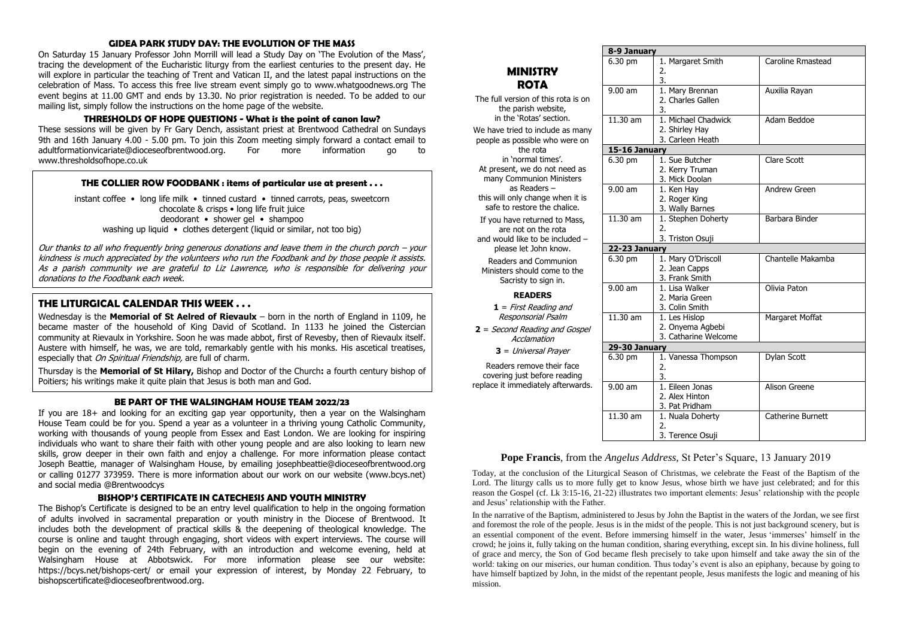### GIDEA PARK STUDY DAY: THE EVOLUTION OF THE MASS

On Saturday 15 January Professor John Morrill will lead a Study Day on 'The Evolution of the Mass', tracing the development of the Eucharistic liturgy from the earliest centuries to the present day. He will explore in particular the teaching of Trent and Vatican II, and the latest papal instructions on the celebration of Mass. To access this free live stream event simply go to www.whatgoodnews.org The event begins at 11.00 GMT and ends by 13.30. No prior registration is needed. To be added to our mailing list, simply follow the instructions on the home page of the website.

### THRESHOLDS OF HOPE QUESTIONS - What is the point of canon law?

These sessions will be given by Fr Gary Dench, assistant priest at Brentwood Cathedral on Sundays 9th and 16th January 4.00 - 5.00 pm. To join this Zoom meeting simply forward a contact email to adultformationvicariate@dioceseofbrentwood.org. For more information go to www.thresholdsofhope.co.uk

### THE COLLIER ROW FOODBANK : items of particular use at present . . .

instant coffee • long life milk • tinned custard • tinned carrots, peas, sweetcorn
chocolate & crisps • long life fruit juice
deodorant • shower gel • shampoo
washing up liquid • clothes detergent (liquid or similar, not too big)

*Our thanks to all who frequently bring generous donations and leave them in the church porch – your kindness is much appreciated by the volunteers who run the Foodbank and by those people it assists. As a parish community we are grateful to Liz Lawrence, who is responsible for delivering your donations to the Foodbank each week.*

## THE LITURGICAL CALENDAR THIS WEEK . . .

Wednesday is the **Memorial of St Aelred of Rievaulx** – born in the north of England in 1109, he became master of the household of King David of Scotland. In 1133 he joined the Cistercian community at Rievaulx in Yorkshire. Soon he was made abbot, first of Revesby, then of Rievaulx itself. Austere with himself, he was, we are told, remarkably gentle with his monks. His ascetical treatises, especially that *On Spiritual Friendship,* are full of charm.

Thursday is the **Memorial of St Hilary,** Bishop and Doctor of the Church**:** a fourth century bishop of Poitiers; his writings make it quite plain that Jesus is both man and God.

### BE PART OF THE WALSINGHAM HOUSE TEAM 2022/23

If you are 18+ and looking for an exciting gap year opportunity, then a year on the Walsingham House Team could be for you. Spend a year as a volunteer in a thriving young Catholic Community, working with thousands of young people from Essex and East London. We are looking for inspiring individuals who want to share their faith with other young people and are also looking to learn new skills, grow deeper in their own faith and enjoy a challenge. For more information please contact Joseph Beattie, manager of Walsingham House, by emailing josephbeattie@dioceseofbrentwood.org or calling 01277 373959. There is more information about our work on our website (www.bcys.net) and social media @Brentwoodcys

### BISHOP'S CERTIFICATE IN CATECHESIS AND YOUTH MINISTRY

The Bishop's Certificate is designed to be an entry level qualification to help in the ongoing formation of adults involved in sacramental preparation or youth ministry in the Diocese of Brentwood. It includes both the development of practical skills & the deepening of theological knowledge. The course is online and taught through engaging, short videos with expert interviews. The course will begin on the evening of 24th February, with an introduction and welcome evening, held at Walsingham House at Abbotswick. For more information please see our website: https://bcys.net/bishops-cert/ or email your expression of interest, by Monday 22 February, to bishopscertificate@dioceseofbrentwood.org.

## MINISTRY ROTA

The full version of this rota is on the parish website, in the 'Rotas' section.

We have tried to include as many people as possible who were on the rota in 'normal times'. At present, we do not need as many Communion Ministers as Readers – this will only change when it is safe to restore the chalice.

If you have returned to Mass, are not on the rota and would like to be included – please let John know.

Readers and Communion Ministers should come to the Sacristy to sign in.

**READERS**

**1** = *First Reading and Responsorial Psalm*

**2** = *Second Reading and Gospel Acclamation*

**3** = *Universal Prayer*

Readers remove their face covering just before reading replace it immediately afterwards.

| | | |
|---|---|---|
| **8-9 January** | | |
| 6.30 pm | 1. Margaret Smith<br>2.<br>3. | Caroline Rmastead |
| 9.00 am | 1. Mary Brennan<br>2. Charles Gallen<br>3. | Auxilia Rayan |
| 11.30 am | 1. Michael Chadwick<br>2. Shirley Hay<br>3. Carleen Heath | Adam Beddoe |
| **15-16 January** | | |
| 6.30 pm | 1. Sue Butcher<br>2. Kerry Truman<br>3. Mick Doolan | Clare Scott |
| 9.00 am | 1. Ken Hay<br>2. Roger King<br>3. Wally Barnes | Andrew Green |
| 11.30 am | 1. Stephen Doherty<br>2.<br>3. Triston Osuji | Barbara Binder |
| **22-23 January** | | |
| 6.30 pm | 1. Mary O'Driscoll<br>2. Jean Capps<br>3. Frank Smith | Chantelle Makamba |
| 9.00 am | 1. Lisa Walker<br>2. Maria Green<br>3. Colin Smith | Olivia Paton |
| 11.30 am | 1. Les Hislop<br>2. Onyema Agbebi<br>3. Catharine Welcome | Margaret Moffat |
| **29-30 January** | | |
| 6.30 pm | 1. Vanessa Thompson<br>2.<br>3. | Dylan Scott |
| 9.00 am | 1. Eileen Jonas<br>2. Alex Hinton<br>3. Pat Pridham | Alison Greene |
| 11.30 am | 1. Nuala Doherty<br>2.<br>3. Terence Osuji | Catherine Burnett |

### **Pope Francis**, from the *Angelus Address*, St Peter's Square, 13 January 2019

Today, at the conclusion of the Liturgical Season of Christmas, we celebrate the Feast of the Baptism of the Lord. The liturgy calls us to more fully get to know Jesus, whose birth we have just celebrated; and for this reason the Gospel (cf. Lk 3:15-16, 21-22) illustrates two important elements: Jesus' relationship with the people and Jesus' relationship with the Father.

In the narrative of the Baptism, administered to Jesus by John the Baptist in the waters of the Jordan, we see first and foremost the role of the people. Jesus is in the midst of the people. This is not just background scenery, but is an essential component of the event. Before immersing himself in the water, Jesus 'immerses' himself in the crowd; he joins it, fully taking on the human condition, sharing everything, except sin. In his divine holiness, full of grace and mercy, the Son of God became flesh precisely to take upon himself and take away the sin of the world: taking on our miseries, our human condition. Thus today's event is also an epiphany, because by going to have himself baptized by John, in the midst of the repentant people, Jesus manifests the logic and meaning of his mission.